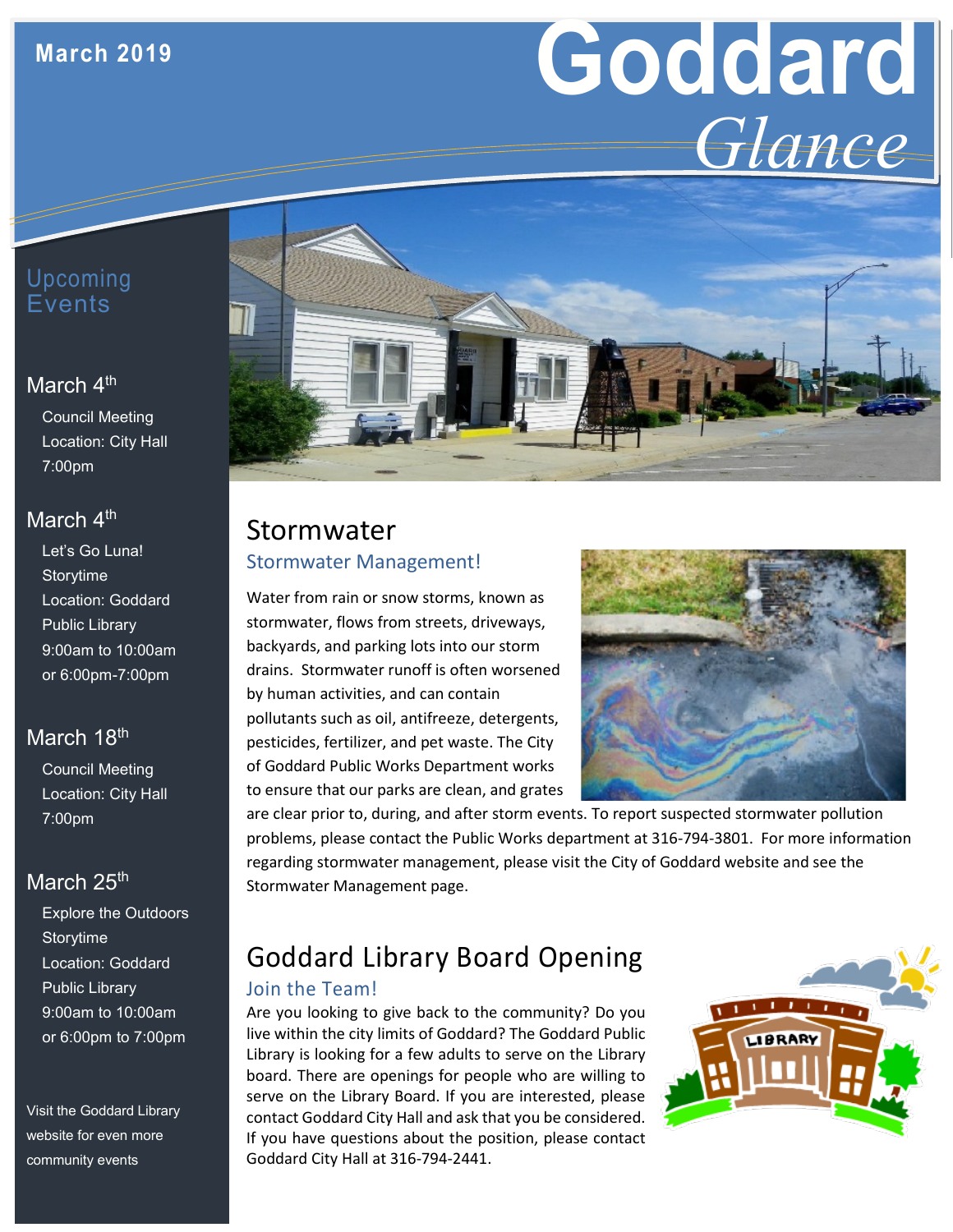March 2019

# Goddard *Glance*

## Upcoming Events

**March 4th**
Council Meeting
Location: City Hall
7:00pm

**March 4th**
Let's Go Luna! Storytime
Location: Goddard Public Library
9:00am to 10:00am or 6:00pm-7:00pm

**March 18th**
Council Meeting
Location: City Hall
7:00pm

**March 25th**
Explore the Outdoors Storytime
Location: Goddard Public Library
9:00am to 10:00am or 6:00pm to 7:00pm

Visit the Goddard Library website for even more community events

## Stormwater

### Stormwater Management!

Water from rain or snow storms, known as stormwater, flows from streets, driveways, backyards, and parking lots into our storm drains. Stormwater runoff is often worsened by human activities, and can contain pollutants such as oil, antifreeze, detergents, pesticides, fertilizer, and pet waste. The City of Goddard Public Works Department works to ensure that our parks are clean, and grates are clear prior to, during, and after storm events. To report suspected stormwater pollution problems, please contact the Public Works department at 316-794-3801. For more information regarding stormwater management, please visit the City of Goddard website and see the Stormwater Management page.

## Goddard Library Board Opening

### Join the Team!

Are you looking to give back to the community? Do you live within the city limits of Goddard? The Goddard Public Library is looking for a few adults to serve on the Library board. There are openings for people who are willing to serve on the Library Board. If you are interested, please contact Goddard City Hall and ask that you be considered. If you have questions about the position, please contact Goddard City Hall at 316-794-2441.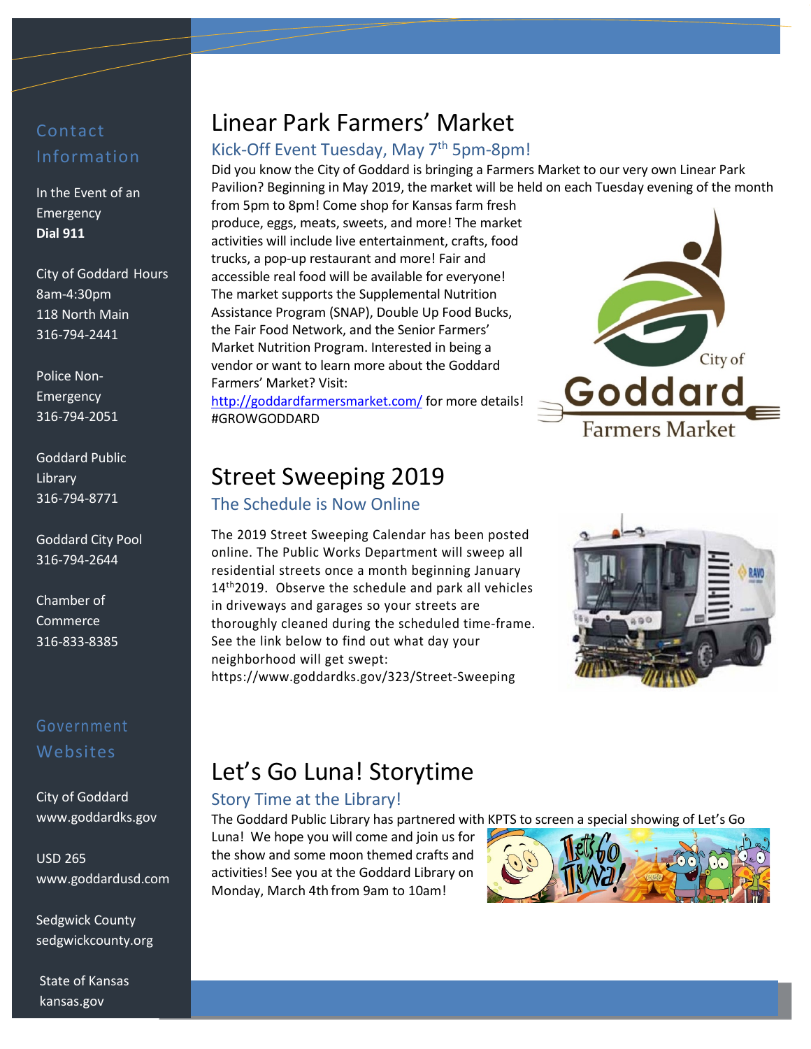## Contact Information

In the Event of an Emergency
**Dial 911**

City of Goddard Hours
8am-4:30pm
118 North Main
316-794-2441

Police Non-Emergency
316-794-2051

Goddard Public Library
316-794-8771

Goddard City Pool
316-794-2644

Chamber of Commerce
316-833-8385

## Government Websites

City of Goddard
www.goddardks.gov

USD 265
www.goddardusd.com

Sedgwick County
sedgwickcounty.org

State of Kansas
kansas.gov

# Linear Park Farmers' Market

### Kick-Off Event Tuesday, May 7th 5pm-8pm!

Did you know the City of Goddard is bringing a Farmers Market to our very own Linear Park Pavilion? Beginning in May 2019, the market will be held on each Tuesday evening of the month from 5pm to 8pm! Come shop for Kansas farm fresh produce, eggs, meats, sweets, and more! The market activities will include live entertainment, crafts, food trucks, a pop-up restaurant and more! Fair and accessible real food will be available for everyone! The market supports the Supplemental Nutrition Assistance Program (SNAP), Double Up Food Bucks, the Fair Food Network, and the Senior Farmers' Market Nutrition Program. Interested in being a vendor or want to learn more about the Goddard Farmers' Market? Visit: http://goddardfarmersmarket.com/ for more details! #GROWGODDARD

# Street Sweeping 2019

### The Schedule is Now Online

The 2019 Street Sweeping Calendar has been posted online. The Public Works Department will sweep all residential streets once a month beginning January 14th 2019. Observe the schedule and park all vehicles in driveways and garages so your streets are thoroughly cleaned during the scheduled time-frame. See the link below to find out what day your neighborhood will get swept: https://www.goddardks.gov/323/Street-Sweeping

# Let's Go Luna! Storytime

### Story Time at the Library!

The Goddard Public Library has partnered with KPTS to screen a special showing of Let's Go Luna! We hope you will come and join us for the show and some moon themed crafts and activities! See you at the Goddard Library on Monday, March 4th from 9am to 10am!